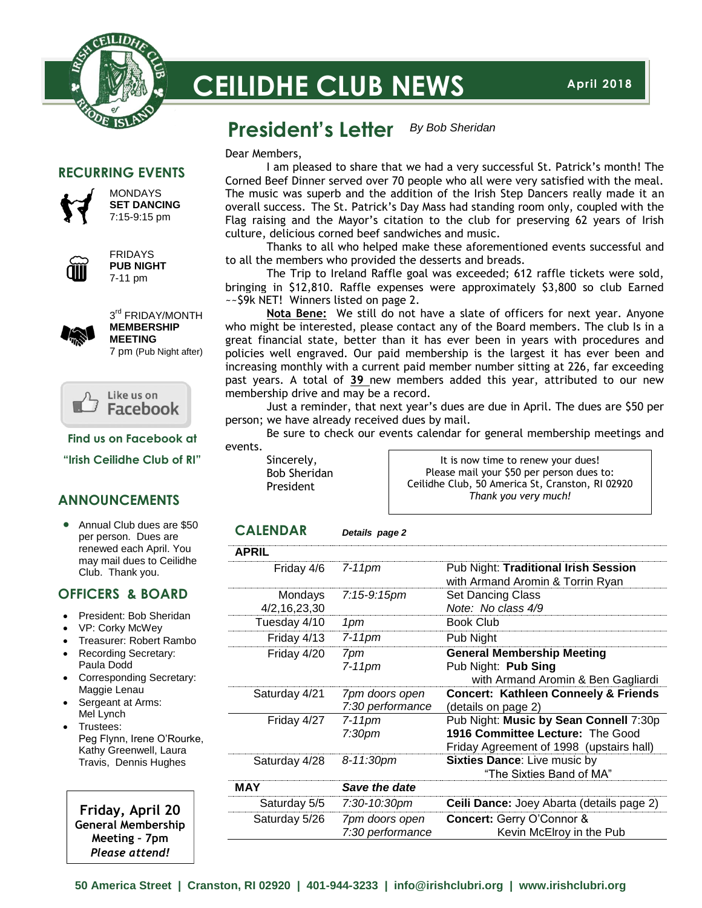# CEILIDHE CLUB NEWS

April 2018

## RECURRING EVENTS

MONDAYS
**SET DANCING**
7:15-9:15 pm

FRIDAYS
**PUB NIGHT**
7-11 pm

3rd FRIDAY/MONTH
**MEMBERSHIP MEETING**
7 pm (Pub Night after)

Like us on Facebook

**Find us on Facebook at "Irish Ceilidhe Club of RI"**

## ANNOUNCEMENTS

- Annual Club dues are $50 per person. Dues are renewed each April. You may mail dues to Ceilidhe Club. Thank you.

## OFFICERS & BOARD

- President: Bob Sheridan
- VP: Corky McWey
- Treasurer: Robert Rambo
- Recording Secretary: Paula Dodd
- Corresponding Secretary: Maggie Lenau
- Sergeant at Arms: Mel Lynch
- Trustees: Peg Flynn, Irene O'Rourke, Kathy Greenwell, Laura Travis, Dennis Hughes

**Friday, April 20**
**General Membership Meeting – 7pm**
***Please attend!***

## President's Letter

*By Bob Sheridan*

Dear Members,

I am pleased to share that we had a very successful St. Patrick's month! The Corned Beef Dinner served over 70 people who all were very satisfied with the meal. The music was superb and the addition of the Irish Step Dancers really made it an overall success. The St. Patrick's Day Mass had standing room only, coupled with the Flag raising and the Mayor's citation to the club for preserving 62 years of Irish culture, delicious corned beef sandwiches and music.

Thanks to all who helped make these aforementioned events successful and to all the members who provided the desserts and breads.

The Trip to Ireland Raffle goal was exceeded; 612 raffle tickets were sold, bringing in $12,810. Raffle expenses were approximately $3,800 so club Earned ~~$9k NET! Winners listed on page 2.

**Nota Bene:** We still do not have a slate of officers for next year. Anyone who might be interested, please contact any of the Board members. The club Is in a great financial state, better than it has ever been in years with procedures and policies well engraved. Our paid membership is the largest it has ever been and increasing monthly with a current paid member number sitting at 226, far exceeding past years. A total of **39** new members added this year, attributed to our new membership drive and may be a record.

Just a reminder, that next year's dues are due in April. The dues are $50 per person; we have already received dues by mail.

Be sure to check our events calendar for general membership meetings and events.

Sincerely,
Bob Sheridan
President

It is now time to renew your dues!
Please mail your $50 per person dues to:
Ceilidhe Club, 50 America St, Cranston, RI 02920
*Thank you very much!*

## CALENDAR

***Details page 2***

| **APRIL** | | |
|---|---|---|
| Friday 4/6 | *7-11pm* | Pub Night: **Traditional Irish Session** with Armand Aromin & Torrin Ryan |
| Mondays 4/2,16,23,30 | *7:15-9:15pm* | Set Dancing Class *Note: No class 4/9* |
| Tuesday 4/10 | *1pm* | Book Club |
| Friday 4/13 | *7-11pm* | Pub Night |
| Friday 4/20 | *7pm* *7-11pm* | **General Membership Meeting** Pub Night: **Pub Sing** with Armand Aromin & Ben Gagliardi |
| Saturday 4/21 | *7pm doors open* *7:30 performance* | **Concert: Kathleen Conneely & Friends** (details on page 2) |
| Friday 4/27 | *7-11pm* *7:30pm* | Pub Night: **Music by Sean Connell** 7:30p **1916 Committee Lecture:** The Good Friday Agreement of 1998 (upstairs hall) |
| Saturday 4/28 | *8-11:30pm* | **Sixties Dance**: Live music by "The Sixties Band of MA" |
| **MAY** | ***Save the date*** | |
| Saturday 5/5 | *7:30-10:30pm* | **Ceili Dance:** Joey Abarta (details page 2) |
| Saturday 5/26 | *7pm doors open* *7:30 performance* | **Concert:** Gerry O'Connor & Kevin McElroy in the Pub |

**50 America Street | Cranston, RI 02920 | 401-944-3233 | info@irishclubri.org | www.irishclubri.org**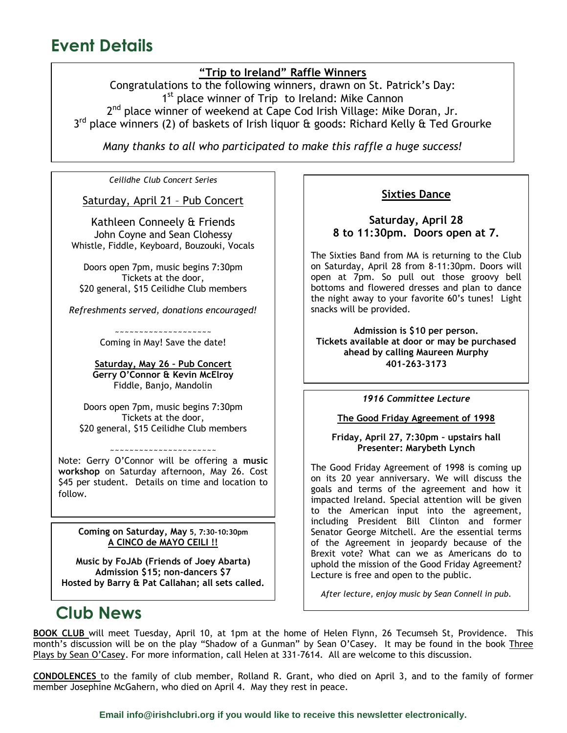# Event Details

**"Trip to Ireland" Raffle Winners**

Congratulations to the following winners, drawn on St. Patrick's Day:

1st place winner of Trip to Ireland: Mike Cannon

2nd place winner of weekend at Cape Cod Irish Village: Mike Doran, Jr.

3rd place winners (2) of baskets of Irish liquor & goods: Richard Kelly & Ted Grourke

*Many thanks to all who participated to make this raffle a huge success!*

*Ceilidhe Club Concert Series*

Saturday, April 21 – Pub Concert

Kathleen Conneely & Friends
John Coyne and Sean Clohessy
Whistle, Fiddle, Keyboard, Bouzouki, Vocals

Doors open 7pm, music begins 7:30pm
Tickets at the door,
$20 general, $15 Ceilidhe Club members

*Refreshments served, donations encouraged!*

~~~~~~~~~~~~~~~~~~~~

Coming in May! Save the date!

**Saturday, May 26 – Pub Concert**
**Gerry O'Connor & Kevin McElroy**
Fiddle, Banjo, Mandolin

Doors open 7pm, music begins 7:30pm
Tickets at the door,
$20 general, $15 Ceilidhe Club members

~~~~~~~~~~~~~~~~~~~~~~

Note: Gerry O'Connor will be offering a **music workshop** on Saturday afternoon, May 26. Cost $45 per student. Details on time and location to follow.

**Coming on Saturday, May 5, 7:30-10:30pm**
**A CINCO de MAYO CEILI !!**

**Music by FoJAb (Friends of Joey Abarta)**
**Admission $15; non-dancers $7**
**Hosted by Barry & Pat Callahan; all sets called.**

**Sixties Dance**

**Saturday, April 28**
**8 to 11:30pm. Doors open at 7.**

The Sixties Band from MA is returning to the Club on Saturday, April 28 from 8-11:30pm. Doors will open at 7pm. So pull out those groovy bell bottoms and flowered dresses and plan to dance the night away to your favorite 60's tunes! Light snacks will be provided.

**Admission is $10 per person.**
**Tickets available at door or may be purchased ahead by calling Maureen Murphy**
**401-263-3173**

***1916 Committee Lecture***

**The Good Friday Agreement of 1998**

**Friday, April 27, 7:30pm – upstairs hall**
**Presenter: Marybeth Lynch**

The Good Friday Agreement of 1998 is coming up on its 20 year anniversary. We will discuss the goals and terms of the agreement and how it impacted Ireland. Special attention will be given to the American input into the agreement, including President Bill Clinton and former Senator George Mitchell. Are the essential terms of the Agreement in jeopardy because of the Brexit vote? What can we as Americans do to uphold the mission of the Good Friday Agreement? Lecture is free and open to the public.

*After lecture, enjoy music by Sean Connell in pub.*

# Club News

**BOOK CLUB** will meet Tuesday, April 10, at 1pm at the home of Helen Flynn, 26 Tecumseh St, Providence. This month's discussion will be on the play "Shadow of a Gunman" by Sean O'Casey. It may be found in the book Three Plays by Sean O'Casey. For more information, call Helen at 331-7614. All are welcome to this discussion.

**CONDOLENCES** to the family of club member, Rolland R. Grant, who died on April 3, and to the family of former member Josephine McGahern, who died on April 4. May they rest in peace.

**Email info@irishclubri.org if you would like to receive this newsletter electronically.**